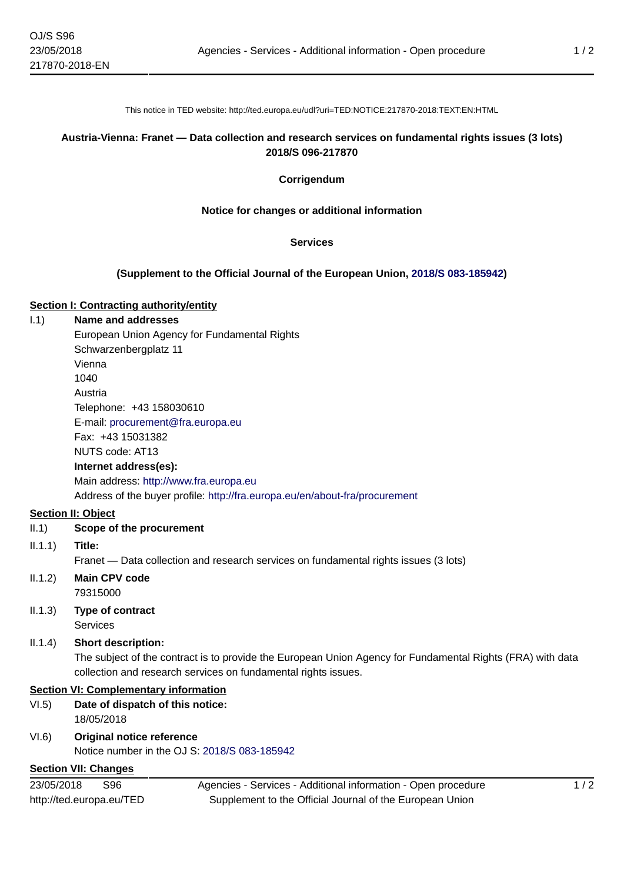This notice in TED website: http://ted.europa.eu/udl?uri=TED:NOTICE:217870-2018:TEXT:EN:HTML

**Austria-Vienna: Franet — Data collection and research services on fundamental rights issues (3 lots)**
**2018/S 096-217870**

**Corrigendum**

**Notice for changes or additional information**

**Services**

**(Supplement to the Official Journal of the European Union, 2018/S 083-185942)**

## Section I: Contracting authority/entity

I.1) **Name and addresses**

European Union Agency for Fundamental Rights
Schwarzenbergplatz 11
Vienna
1040
Austria
Telephone: +43 158030610
E-mail: procurement@fra.europa.eu
Fax: +43 15031382
NUTS code: AT13

**Internet address(es):**

Main address: http://www.fra.europa.eu
Address of the buyer profile: http://fra.europa.eu/en/about-fra/procurement

## Section II: Object

II.1) **Scope of the procurement**

II.1.1) **Title:**

Franet — Data collection and research services on fundamental rights issues (3 lots)

II.1.2) **Main CPV code**

79315000

II.1.3) **Type of contract**

Services

II.1.4) **Short description:**

The subject of the contract is to provide the European Union Agency for Fundamental Rights (FRA) with data collection and research services on fundamental rights issues.

## Section VI: Complementary information

VI.5) **Date of dispatch of this notice:**

18/05/2018

VI.6) **Original notice reference**

Notice number in the OJ S: 2018/S 083-185942

## Section VII: Changes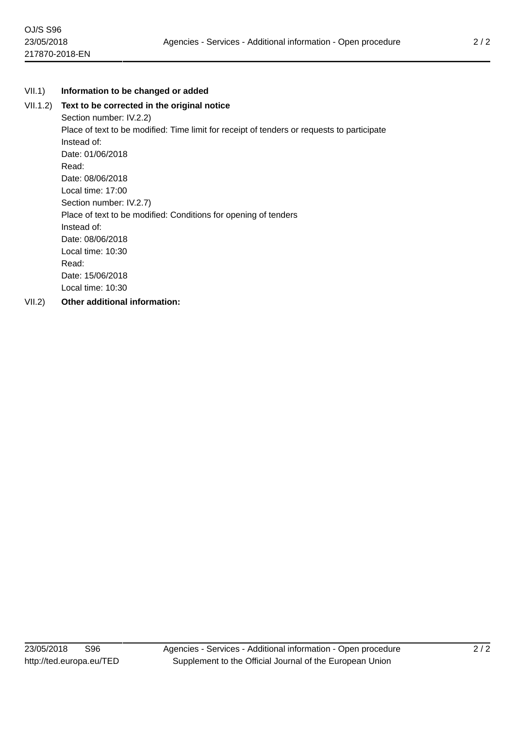VII.1) **Information to be changed or added**

VII.1.2) **Text to be corrected in the original notice**

Section number: IV.2.2)
Place of text to be modified: Time limit for receipt of tenders or requests to participate
Instead of:
Date: 01/06/2018
Read:
Date: 08/06/2018
Local time: 17:00
Section number: IV.2.7)
Place of text to be modified: Conditions for opening of tenders
Instead of:
Date: 08/06/2018
Local time: 10:30
Read:
Date: 15/06/2018
Local time: 10:30

VII.2) **Other additional information:**